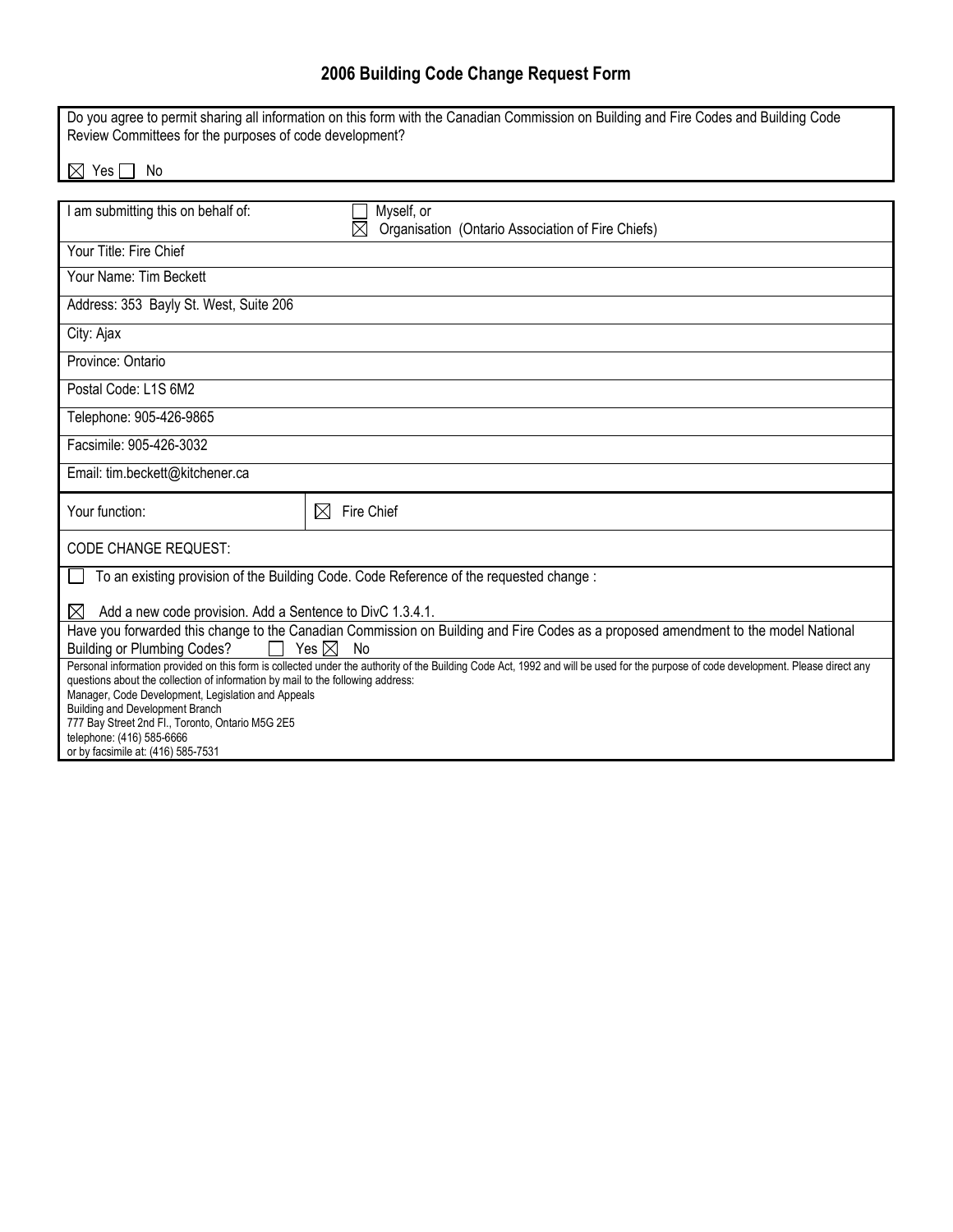# 2006 Building Code Change Request Form

Do you agree to permit sharing all information on this form with the Canadian Commission on Building and Fire Codes and Building Code Review Committees for the purposes of code development?

☒ Yes ☐ No

| | |
|---|---|
| I am submitting this on behalf of: | ☐ Myself, or<br>☒ Organisation (Ontario Association of Fire Chiefs) |
| Your Title: Fire Chief | |
| Your Name: Tim Beckett | |
| Address: 353 Bayly St. West, Suite 206 | |
| City: Ajax | |
| Province: Ontario | |
| Postal Code: L1S 6M2 | |
| Telephone: 905-426-9865 | |
| Facsimile: 905-426-3032 | |
| Email: tim.beckett@kitchener.ca | |
| Your function: | ☒ Fire Chief |

CODE CHANGE REQUEST:

☐ To an existing provision of the Building Code. Code Reference of the requested change :

☒ Add a new code provision. Add a Sentence to DivC 1.3.4.1.

Have you forwarded this change to the Canadian Commission on Building and Fire Codes as a proposed amendment to the model National Building or Plumbing Codes? ☐ Yes ☒ No

Personal information provided on this form is collected under the authority of the Building Code Act, 1992 and will be used for the purpose of code development. Please direct any questions about the collection of information by mail to the following address:
Manager, Code Development, Legislation and Appeals
Building and Development Branch
777 Bay Street 2nd Fl., Toronto, Ontario M5G 2E5
telephone: (416) 585-6666
or by facsimile at: (416) 585-7531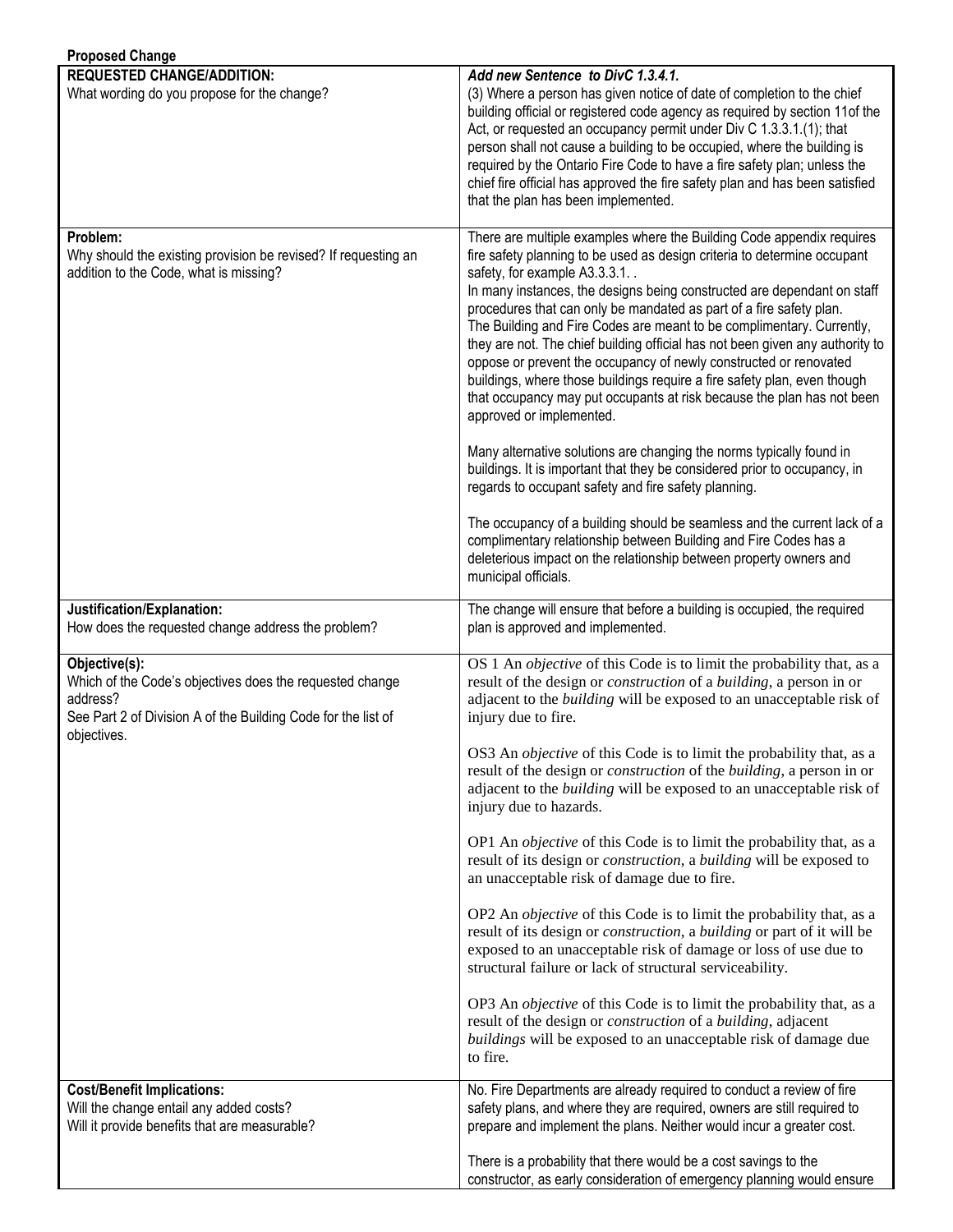**Proposed Change**

| | |
|---|---|
| **REQUESTED CHANGE/ADDITION:**<br>What wording do you propose for the change? | ***Add new Sentence to DivC 1.3.4.1.***<br>(3) Where a person has given notice of date of completion to the chief building official or registered code agency as required by section 11of the Act, or requested an occupancy permit under Div C 1.3.3.1.(1); that person shall not cause a building to be occupied, where the building is required by the Ontario Fire Code to have a fire safety plan; unless the chief fire official has approved the fire safety plan and has been satisfied that the plan has been implemented. |
| **Problem:**<br>Why should the existing provision be revised? If requesting an addition to the Code, what is missing? | There are multiple examples where the Building Code appendix requires fire safety planning to be used as design criteria to determine occupant safety, for example A3.3.3.1. .<br>In many instances, the designs being constructed are dependant on staff procedures that can only be mandated as part of a fire safety plan.<br>The Building and Fire Codes are meant to be complimentary. Currently, they are not. The chief building official has not been given any authority to oppose or prevent the occupancy of newly constructed or renovated buildings, where those buildings require a fire safety plan, even though that occupancy may put occupants at risk because the plan has not been approved or implemented.<br><br>Many alternative solutions are changing the norms typically found in buildings. It is important that they be considered prior to occupancy, in regards to occupant safety and fire safety planning.<br><br>The occupancy of a building should be seamless and the current lack of a complimentary relationship between Building and Fire Codes has a deleterious impact on the relationship between property owners and municipal officials. |
| **Justification/Explanation:**<br>How does the requested change address the problem? | The change will ensure that before a building is occupied, the required plan is approved and implemented. |
| **Objective(s):**<br>Which of the Code's objectives does the requested change address?<br>See Part 2 of Division A of the Building Code for the list of objectives. | OS 1 An *objective* of this Code is to limit the probability that, as a result of the design or *construction* of a *building*, a person in or adjacent to the *building* will be exposed to an unacceptable risk of injury due to fire.<br><br>OS3 An *objective* of this Code is to limit the probability that, as a result of the design or *construction* of the *building*, a person in or adjacent to the *building* will be exposed to an unacceptable risk of injury due to hazards.<br><br>OP1 An *objective* of this Code is to limit the probability that, as a result of its design or *construction*, a *building* will be exposed to an unacceptable risk of damage due to fire.<br><br>OP2 An *objective* of this Code is to limit the probability that, as a result of its design or *construction*, a *building* or part of it will be exposed to an unacceptable risk of damage or loss of use due to structural failure or lack of structural serviceability.<br><br>OP3 An *objective* of this Code is to limit the probability that, as a result of the design or *construction* of a *building*, adjacent *buildings* will be exposed to an unacceptable risk of damage due to fire. |
| **Cost/Benefit Implications:**<br>Will the change entail any added costs?<br>Will it provide benefits that are measurable? | No. Fire Departments are already required to conduct a review of fire safety plans, and where they are required, owners are still required to prepare and implement the plans. Neither would incur a greater cost.<br><br>There is a probability that there would be a cost savings to the constructor, as early consideration of emergency planning would ensure |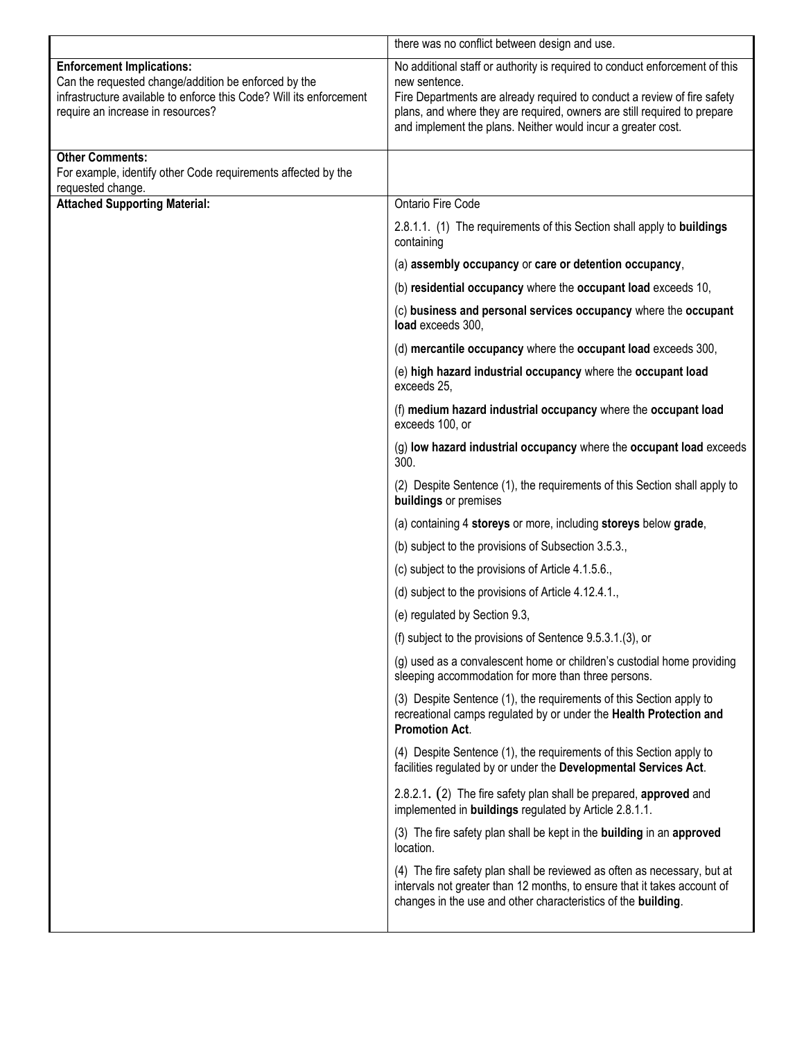| | |
|---|---|
| | there was no conflict between design and use. |
| **Enforcement Implications:**<br>Can the requested change/addition be enforced by the infrastructure available to enforce this Code? Will its enforcement require an increase in resources? | No additional staff or authority is required to conduct enforcement of this new sentence.<br>Fire Departments are already required to conduct a review of fire safety plans, and where they are required, owners are still required to prepare and implement the plans. Neither would incur a greater cost. |
| **Other Comments:**<br>For example, identify other Code requirements affected by the requested change. | |
| **Attached Supporting Material:** | Ontario Fire Code<br><br>2.8.1.1. (1) The requirements of this Section shall apply to **buildings** containing<br><br>(a) **assembly occupancy** or **care or detention occupancy**,<br><br>(b) **residential occupancy** where the **occupant load** exceeds 10,<br><br>(c) **business and personal services occupancy** where the **occupant load** exceeds 300,<br><br>(d) **mercantile occupancy** where the **occupant load** exceeds 300,<br><br>(e) **high hazard industrial occupancy** where the **occupant load** exceeds 25,<br><br>(f) **medium hazard industrial occupancy** where the **occupant load** exceeds 100, or<br><br>(g) **low hazard industrial occupancy** where the **occupant load** exceeds 300.<br><br>(2) Despite Sentence (1), the requirements of this Section shall apply to **buildings** or premises<br><br>(a) containing 4 **storeys** or more, including **storeys** below **grade**,<br><br>(b) subject to the provisions of Subsection 3.5.3.,<br><br>(c) subject to the provisions of Article 4.1.5.6.,<br><br>(d) subject to the provisions of Article 4.12.4.1.,<br><br>(e) regulated by Section 9.3,<br><br>(f) subject to the provisions of Sentence 9.5.3.1.(3), or<br><br>(g) used as a convalescent home or children's custodial home providing sleeping accommodation for more than three persons.<br><br>(3) Despite Sentence (1), the requirements of this Section apply to recreational camps regulated by or under the **Health Protection and Promotion Act**.<br><br>(4) Despite Sentence (1), the requirements of this Section apply to facilities regulated by or under the **Developmental Services Act**.<br><br>2.8.2.1. (2) The fire safety plan shall be prepared, **approved** and implemented in **buildings** regulated by Article 2.8.1.1.<br><br>(3) The fire safety plan shall be kept in the **building** in an **approved** location.<br><br>(4) The fire safety plan shall be reviewed as often as necessary, but at intervals not greater than 12 months, to ensure that it takes account of changes in the use and other characteristics of the **building**. |